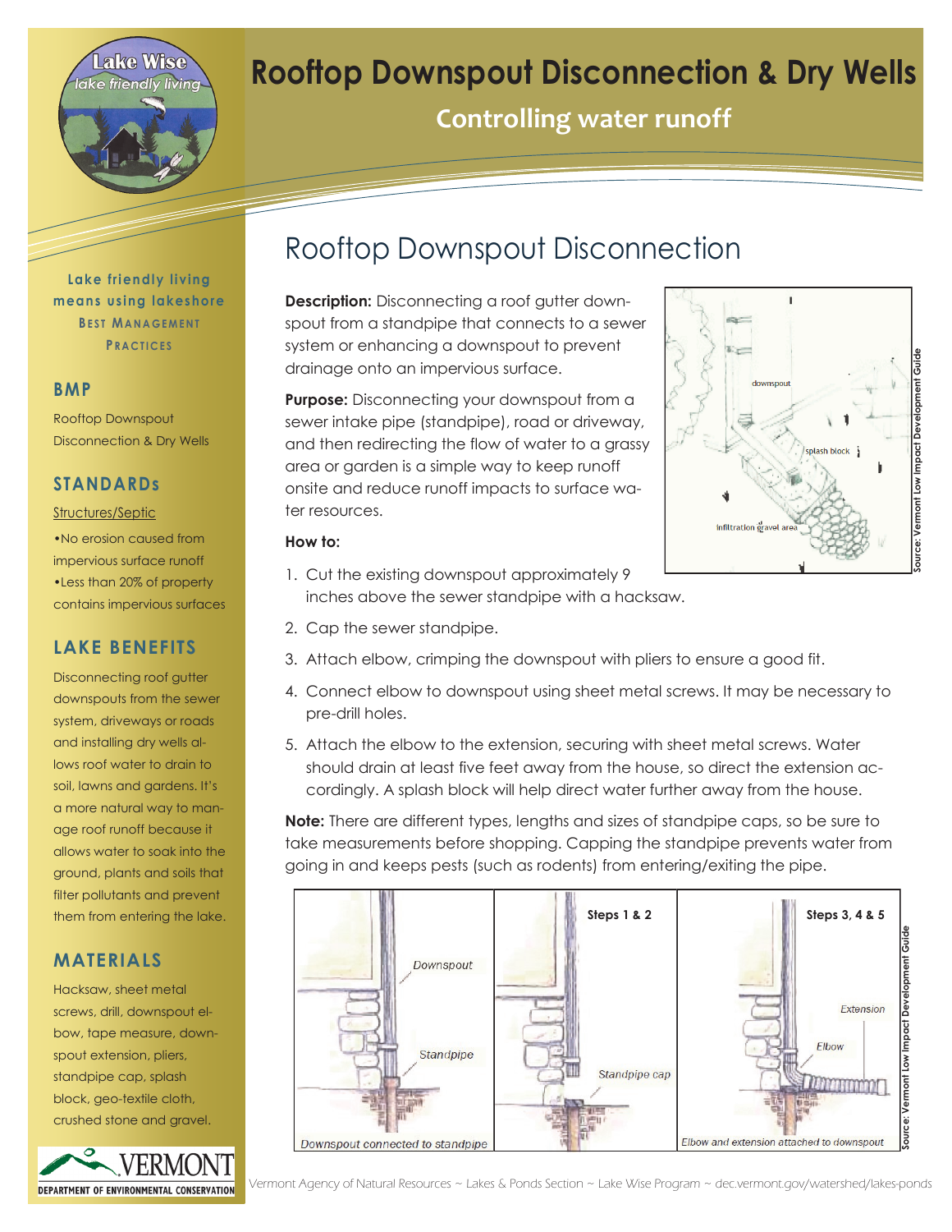# Rooftop Downspout Disconnection & Dry Wells

## Controlling water runoff

## Rooftop Downspout Disconnection

**Description:** Disconnecting a roof gutter downspout from a standpipe that connects to a sewer system or enhancing a downspout to prevent drainage onto an impervious surface.

**Purpose:** Disconnecting your downspout from a sewer intake pipe (standpipe), road or driveway, and then redirecting the flow of water to a grassy area or garden is a simple way to keep runoff onsite and reduce runoff impacts to surface water resources.

**How to:**

1. Cut the existing downspout approximately 9 inches above the sewer standpipe with a hacksaw.
2. Cap the sewer standpipe.
3. Attach elbow, crimping the downspout with pliers to ensure a good fit.
4. Connect elbow to downspout using sheet metal screws. It may be necessary to pre-drill holes.
5. Attach the elbow to the extension, securing with sheet metal screws. Water should drain at least five feet away from the house, so direct the extension accordingly. A splash block will help direct water further away from the house.

**Note:** There are different types, lengths and sizes of standpipe caps, so be sure to take measurements before shopping. Capping the standpipe prevents water from going in and keeps pests (such as rodents) from entering/exiting the pipe.

Source: Vermont Low Impact Development Guide

Downspout connected to standpipe — Steps 1 & 2 — Steps 3, 4 & 5: Elbow and extension attached to downspout

Source: Vermont Low Impact Development Guide

---

**Lake friendly living means using lakeshore BEST MANAGEMENT PRACTICES**

### BMP

Rooftop Downspout Disconnection & Dry Wells

### STANDARDs

Structures/Septic

- No erosion caused from impervious surface runoff
- Less than 20% of property contains impervious surfaces

### LAKE BENEFITS

Disconnecting roof gutter downspouts from the sewer system, driveways or roads and installing dry wells allows roof water to drain to soil, lawns and gardens. It's a more natural way to manage roof runoff because it allows water to soak into the ground, plants and soils that filter pollutants and prevent them from entering the lake.

### MATERIALS

Hacksaw, sheet metal screws, drill, downspout elbow, tape measure, downspout extension, pliers, standpipe cap, splash block, geo-textile cloth, crushed stone and gravel.

Vermont Agency of Natural Resources ~ Lakes & Ponds Section ~ Lake Wise Program ~ dec.vermont.gov/watershed/lakes-ponds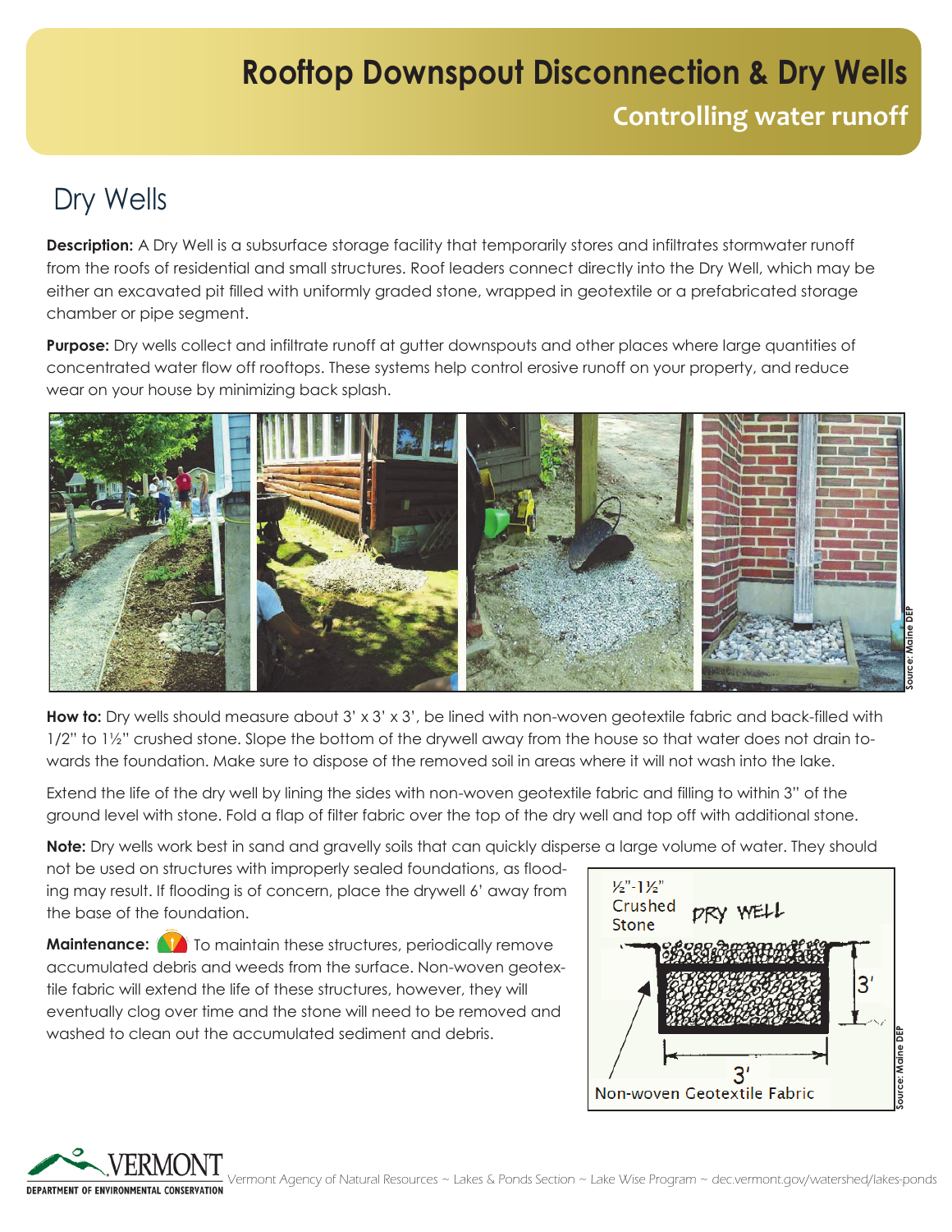# Rooftop Downspout Disconnection & Dry Wells

## Controlling water runoff

## Dry Wells

**Description:** A Dry Well is a subsurface storage facility that temporarily stores and infiltrates stormwater runoff from the roofs of residential and small structures. Roof leaders connect directly into the Dry Well, which may be either an excavated pit filled with uniformly graded stone, wrapped in geotextile or a prefabricated storage chamber or pipe segment.

**Purpose:** Dry wells collect and infiltrate runoff at gutter downspouts and other places where large quantities of concentrated water flow off rooftops. These systems help control erosive runoff on your property, and reduce wear on your house by minimizing back splash.

Source: Maine DEP

**How to:** Dry wells should measure about 3' x 3' x 3', be lined with non-woven geotextile fabric and back-filled with 1/2" to 1½" crushed stone. Slope the bottom of the drywell away from the house so that water does not drain towards the foundation. Make sure to dispose of the removed soil in areas where it will not wash into the lake.

Extend the life of the dry well by lining the sides with non-woven geotextile fabric and filling to within 3" of the ground level with stone. Fold a flap of filter fabric over the top of the dry well and top off with additional stone.

**Note:** Dry wells work best in sand and gravelly soils that can quickly disperse a large volume of water. They should not be used on structures with improperly sealed foundations, as flooding may result. If flooding is of concern, place the drywell 6' away from the base of the foundation.

**Maintenance:** To maintain these structures, periodically remove accumulated debris and weeds from the surface. Non-woven geotextile fabric will extend the life of these structures, however, they will eventually clog over time and the stone will need to be removed and washed to clean out the accumulated sediment and debris.

½"-1½" Crushed Stone

DRY WELL

3'

3'

Non-woven Geotextile Fabric

Source: Maine DEP